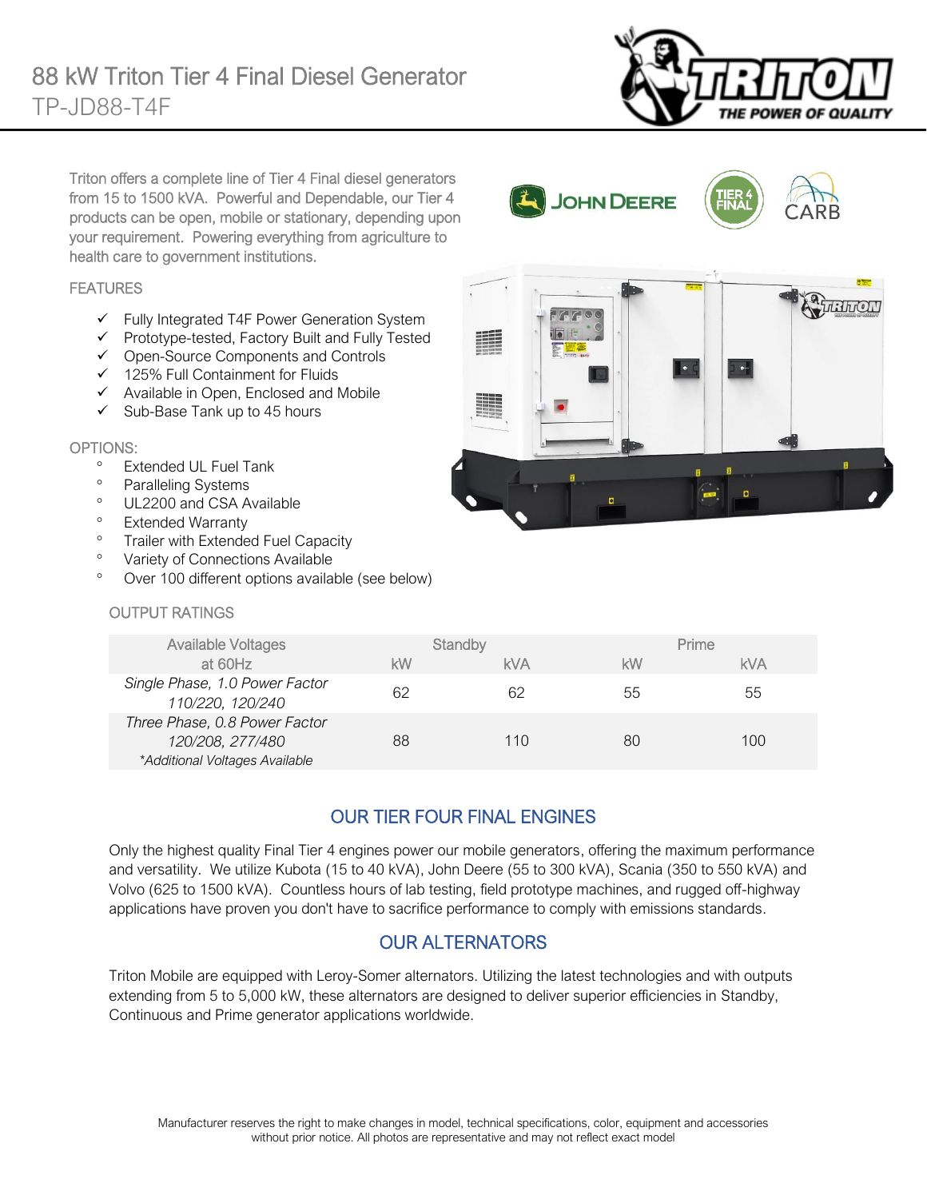# 88 kW Triton Tier 4 Final Diesel Generator

## TP-JD88-T4F

Triton offers a complete line of Tier 4 Final diesel generators from 15 to 1500 kVA. Powerful and Dependable, our Tier 4 products can be open, mobile or stationary, depending upon your requirement. Powering everything from agriculture to health care to government institutions.

### FEATURES

- ✓ Fully Integrated T4F Power Generation System
- ✓ Prototype-tested, Factory Built and Fully Tested
- ✓ Open-Source Components and Controls
- ✓ 125% Full Containment for Fluids
- ✓ Available in Open, Enclosed and Mobile
- ✓ Sub-Base Tank up to 45 hours

### OPTIONS:

- Extended UL Fuel Tank
- Paralleling Systems
- UL2200 and CSA Available
- Extended Warranty
- Trailer with Extended Fuel Capacity
- Variety of Connections Available
- Over 100 different options available (see below)

### OUTPUT RATINGS

| Available Voltages at 60Hz | Standby | | Prime | |
|---|---|---|---|---|
| | kW | kVA | kW | kVA |
| *Single Phase, 1.0 Power Factor 110/220, 120/240* | 62 | 62 | 55 | 55 |
| *Three Phase, 0.8 Power Factor 120/208, 277/480 \*Additional Voltages Available* | 88 | 110 | 80 | 100 |

## OUR TIER FOUR FINAL ENGINES

Only the highest quality Final Tier 4 engines power our mobile generators, offering the maximum performance and versatility. We utilize Kubota (15 to 40 kVA), John Deere (55 to 300 kVA), Scania (350 to 550 kVA) and Volvo (625 to 1500 kVA). Countless hours of lab testing, field prototype machines, and rugged off-highway applications have proven you don't have to sacrifice performance to comply with emissions standards.

## OUR ALTERNATORS

Triton Mobile are equipped with Leroy-Somer alternators. Utilizing the latest technologies and with outputs extending from 5 to 5,000 kW, these alternators are designed to deliver superior efficiencies in Standby, Continuous and Prime generator applications worldwide.

Manufacturer reserves the right to make changes in model, technical specifications, color, equipment and accessories without prior notice. All photos are representative and may not reflect exact model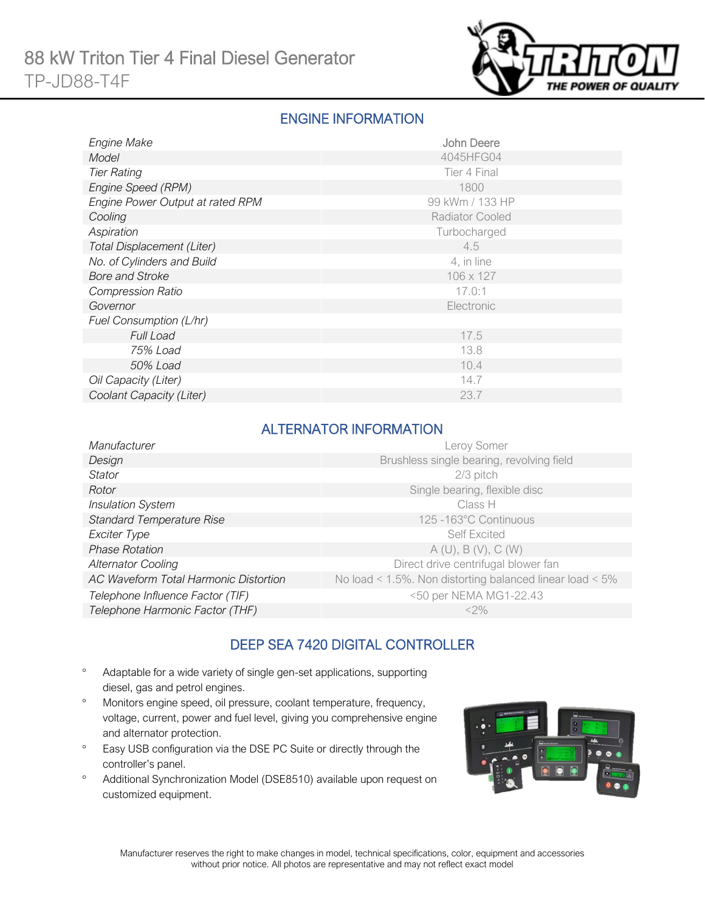# 88 kW Triton Tier 4 Final Diesel Generator

TP-JD88-T4F

## ENGINE INFORMATION

| | |
|---|---|
| *Engine Make* | John Deere |
| *Model* | 4045HFG04 |
| *Tier Rating* | Tier 4 Final |
| *Engine Speed (RPM)* | 1800 |
| *Engine Power Output at rated RPM* | 99 kWm / 133 HP |
| *Cooling* | Radiator Cooled |
| *Aspiration* | Turbocharged |
| *Total Displacement (Liter)* | 4.5 |
| *No. of Cylinders and Build* | 4, in line |
| *Bore and Stroke* | 106 x 127 |
| *Compression Ratio* | 17.0:1 |
| *Governor* | Electronic |
| *Fuel Consumption (L/hr)* | |
| *Full Load* | 17.5 |
| *75% Load* | 13.8 |
| *50% Load* | 10.4 |
| *Oil Capacity (Liter)* | 14.7 |
| *Coolant Capacity (Liter)* | 23.7 |

## ALTERNATOR INFORMATION

| | |
|---|---|
| *Manufacturer* | Leroy Somer |
| *Design* | Brushless single bearing, revolving field |
| *Stator* | 2/3 pitch |
| *Rotor* | Single bearing, flexible disc |
| *Insulation System* | Class H |
| *Standard Temperature Rise* | 125 -163°C Continuous |
| *Exciter Type* | Self Excited |
| *Phase Rotation* | A (U), B (V), C (W) |
| *Alternator Cooling* | Direct drive centrifugal blower fan |
| *AC Waveform Total Harmonic Distortion* | No load < 1.5%. Non distorting balanced linear load < 5% |
| *Telephone Influence Factor (TIF)* | <50 per NEMA MG1-22.43 |
| *Telephone Harmonic Factor (THF)* | <2% |

## DEEP SEA 7420 DIGITAL CONTROLLER

- Adaptable for a wide variety of single gen-set applications, supporting diesel, gas and petrol engines.
- Monitors engine speed, oil pressure, coolant temperature, frequency, voltage, current, power and fuel level, giving you comprehensive engine and alternator protection.
- Easy USB configuration via the DSE PC Suite or directly through the controller's panel.
- Additional Synchronization Model (DSE8510) available upon request on customized equipment.

Manufacturer reserves the right to make changes in model, technical specifications, color, equipment and accessories without prior notice. All photos are representative and may not reflect exact model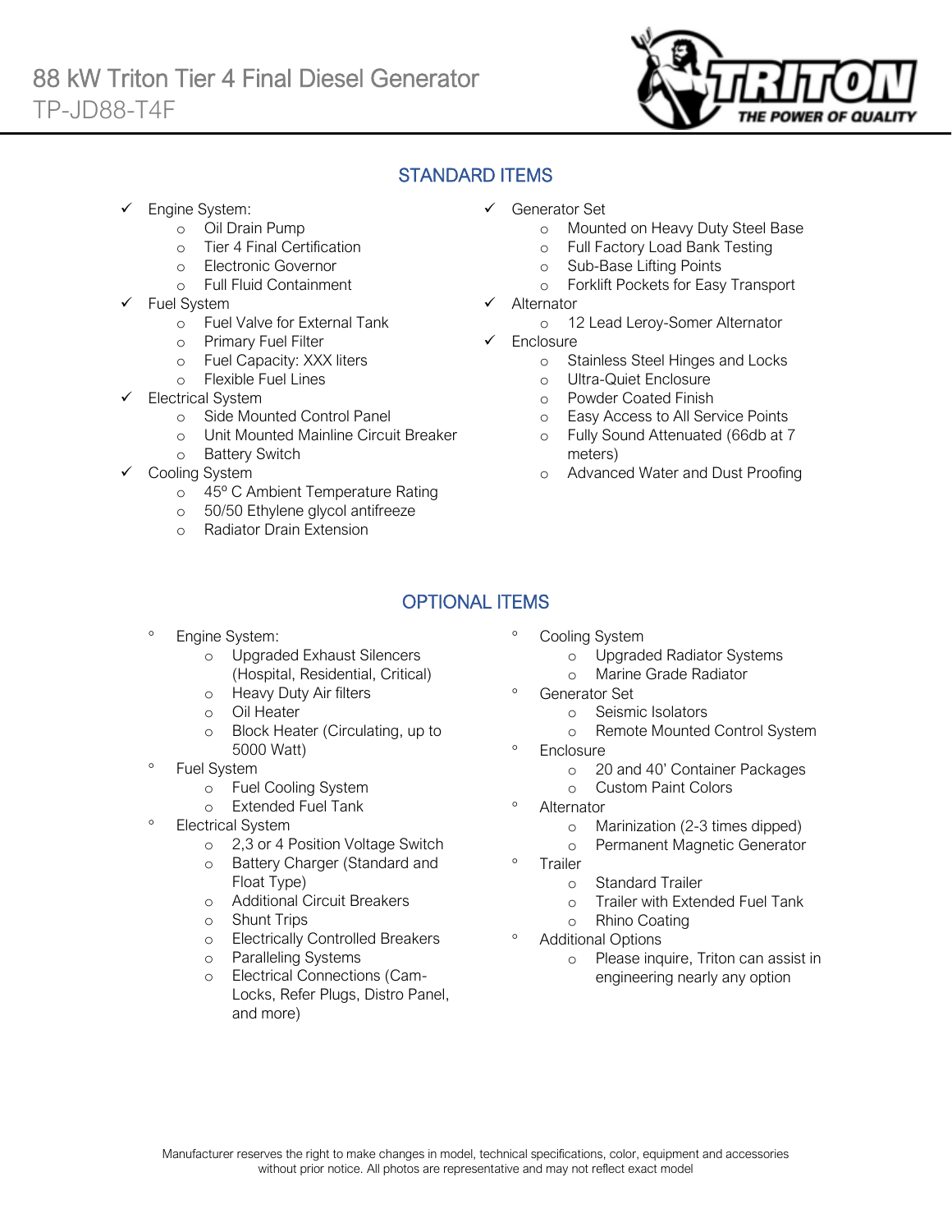# 88 kW Triton Tier 4 Final Diesel Generator

## TP-JD88-T4F

## STANDARD ITEMS

- ✓ Engine System:
  - Oil Drain Pump
  - Tier 4 Final Certification
  - Electronic Governor
  - Full Fluid Containment
- ✓ Fuel System
  - Fuel Valve for External Tank
  - Primary Fuel Filter
  - Fuel Capacity: XXX liters
  - Flexible Fuel Lines
- ✓ Electrical System
  - Side Mounted Control Panel
  - Unit Mounted Mainline Circuit Breaker
  - Battery Switch
- ✓ Cooling System
  - 45º C Ambient Temperature Rating
  - 50/50 Ethylene glycol antifreeze
  - Radiator Drain Extension
- ✓ Generator Set
  - Mounted on Heavy Duty Steel Base
  - Full Factory Load Bank Testing
  - Sub-Base Lifting Points
  - Forklift Pockets for Easy Transport
- ✓ Alternator
  - 12 Lead Leroy-Somer Alternator
- ✓ Enclosure
  - Stainless Steel Hinges and Locks
  - Ultra-Quiet Enclosure
  - Powder Coated Finish
  - Easy Access to All Service Points
  - Fully Sound Attenuated (66db at 7 meters)
  - Advanced Water and Dust Proofing

## OPTIONAL ITEMS

- Engine System:
  - Upgraded Exhaust Silencers (Hospital, Residential, Critical)
  - Heavy Duty Air filters
  - Oil Heater
  - Block Heater (Circulating, up to 5000 Watt)
- Fuel System
  - Fuel Cooling System
  - Extended Fuel Tank
- Electrical System
  - 2,3 or 4 Position Voltage Switch
  - Battery Charger (Standard and Float Type)
  - Additional Circuit Breakers
  - Shunt Trips
  - Electrically Controlled Breakers
  - Paralleling Systems
  - Electrical Connections (Cam-Locks, Refer Plugs, Distro Panel, and more)
- Cooling System
  - Upgraded Radiator Systems
  - Marine Grade Radiator
- Generator Set
  - Seismic Isolators
  - Remote Mounted Control System
- Enclosure
  - 20 and 40' Container Packages
  - Custom Paint Colors
- Alternator
  - Marinization (2-3 times dipped)
  - Permanent Magnetic Generator
- Trailer
  - Standard Trailer
  - Trailer with Extended Fuel Tank
  - Rhino Coating
- Additional Options
  - Please inquire, Triton can assist in engineering nearly any option

Manufacturer reserves the right to make changes in model, technical specifications, color, equipment and accessories without prior notice. All photos are representative and may not reflect exact model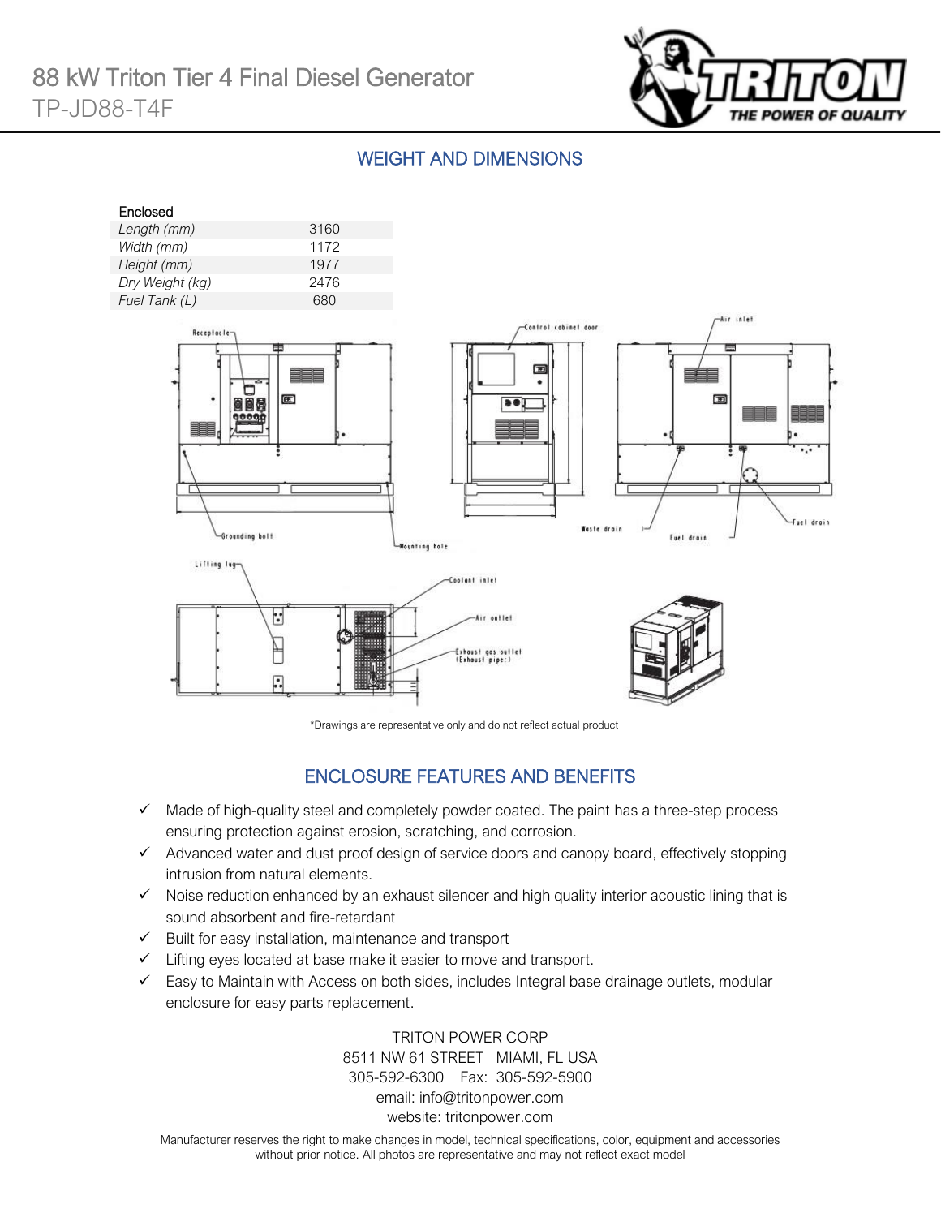# 88 kW Triton Tier 4 Final Diesel Generator

TP-JD88-T4F

## WEIGHT AND DIMENSIONS

| Enclosed | |
|---|---|
| *Length (mm)* | 3160 |
| *Width (mm)* | 1172 |
| *Height (mm)* | 1977 |
| *Dry Weight (kg)* | 2476 |
| *Fuel Tank (L)* | 680 |

Receptacle
Control cabinet door
Air inlet
Grounding bolt
Mounting hole
Waste drain
Fuel drain
Fuel drain
Lifting lug
Coolant inlet
Air outlet
Exhaust gas outlet (Exhaust pipe:)

*Drawings are representative only and do not reflect actual product

## ENCLOSURE FEATURES AND BENEFITS

- ✓ Made of high-quality steel and completely powder coated. The paint has a three-step process ensuring protection against erosion, scratching, and corrosion.
- ✓ Advanced water and dust proof design of service doors and canopy board, effectively stopping intrusion from natural elements.
- ✓ Noise reduction enhanced by an exhaust silencer and high quality interior acoustic lining that is sound absorbent and fire-retardant
- ✓ Built for easy installation, maintenance and transport
- ✓ Lifting eyes located at base make it easier to move and transport.
- ✓ Easy to Maintain with Access on both sides, includes Integral base drainage outlets, modular enclosure for easy parts replacement.

TRITON POWER CORP
8511 NW 61 STREET MIAMI, FL USA
305-592-6300 Fax: 305-592-5900
email: info@tritonpower.com
website: tritonpower.com

Manufacturer reserves the right to make changes in model, technical specifications, color, equipment and accessories without prior notice. All photos are representative and may not reflect exact model